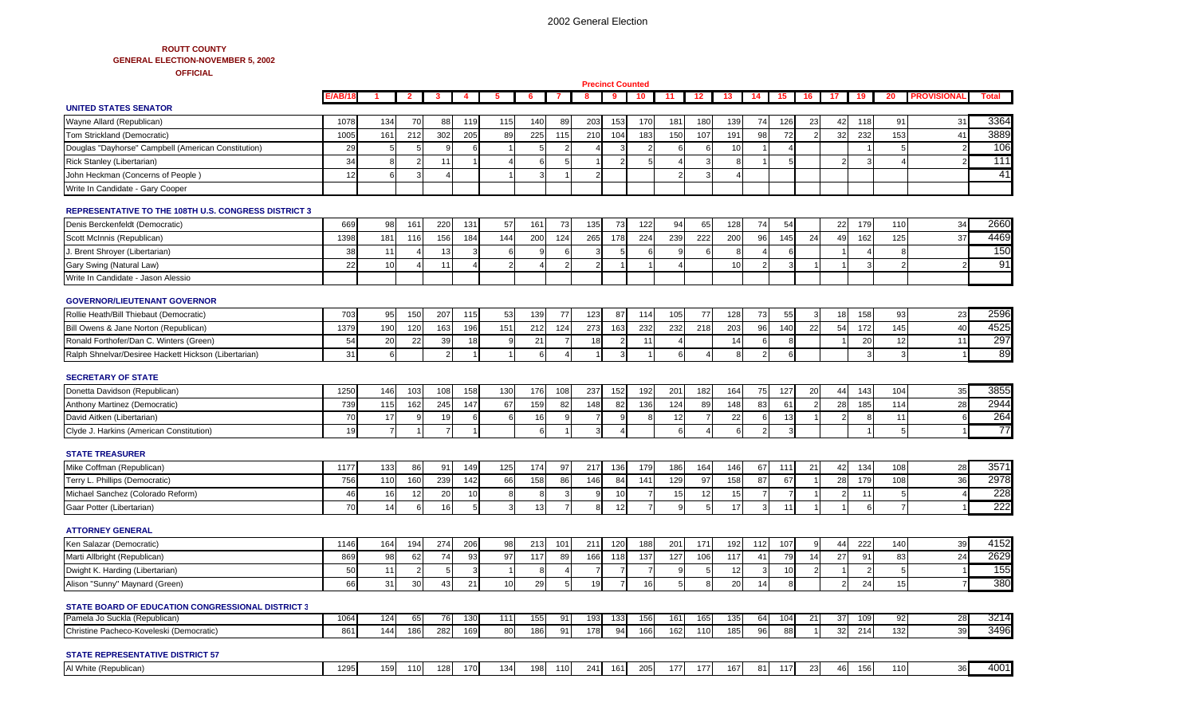**ROUTT COUNTY**
**GENERAL ELECTION-NOVEMBER 5, 2002**
**OFFICIAL**

| | Precinct Counted | | | | | | | | | | | | | | | | | | | | | |
|---|---|---|---|---|---|---|---|---|---|---|---|---|---|---|---|---|---|---|---|---|---|---|
| | E/AB/18 | 1 | 2 | 3 | 4 | 5 | 6 | 7 | 8 | 9 | 10 | 11 | 12 | 13 | 14 | 15 | 16 | 17 | 19 | 20 | PROVISIONAL | Total |
| **UNITED STATES SENATOR** | | | | | | | | | | | | | | | | | | | | | | |
| Wayne Allard (Republican) | 1078 | 134 | 70 | 88 | 119 | 115 | 140 | 89 | 203 | 153 | 170 | 181 | 180 | 139 | 74 | 126 | 23 | 42 | 118 | 91 | 31 | 3364 |
| Tom Strickland (Democratic) | 1005 | 161 | 212 | 302 | 205 | 89 | 225 | 115 | 210 | 104 | 183 | 150 | 107 | 191 | 98 | 72 | 2 | 32 | 232 | 153 | 41 | 3889 |
| Douglas "Dayhorse" Campbell (American Constitution) | 29 | 5 | 5 | 9 | 6 | 1 | 5 | 2 | 4 | 3 | 2 | 6 | 6 | 10 | 1 | 4 | | | 1 | 5 | 2 | 106 |
| Rick Stanley (Libertarian) | 34 | 8 | 2 | 11 | 1 | 4 | 6 | 5 | 1 | 2 | 5 | 4 | 3 | 8 | 1 | 5 | | 2 | 3 | 4 | 2 | 111 |
| John Heckman (Concerns of People ) | 12 | 6 | 3 | 4 | | 1 | 3 | 1 | 2 | | | 2 | 3 | 4 | | | | | | | | 41 |
| Write In Candidate - Gary Cooper | | | | | | | | | | | | | | | | | | | | | | |
| **REPRESENTATIVE TO THE 108TH U.S. CONGRESS DISTRICT 3** | | | | | | | | | | | | | | | | | | | | | | |
| Denis Berckenfeldt (Democratic) | 669 | 98 | 161 | 220 | 131 | 57 | 161 | 73 | 135 | 73 | 122 | 94 | 65 | 128 | 74 | 54 | | 22 | 179 | 110 | 34 | 2660 |
| Scott McInnis (Republican) | 1398 | 181 | 116 | 156 | 184 | 144 | 200 | 124 | 265 | 178 | 224 | 239 | 222 | 200 | 96 | 145 | 24 | 49 | 162 | 125 | 37 | 4469 |
| J. Brent Shroyer (Libertarian) | 38 | 11 | 4 | 13 | 3 | 6 | 9 | 6 | 3 | 5 | 6 | 9 | 6 | 8 | 4 | 6 | | 1 | 4 | 8 | | 150 |
| Gary Swing (Natural Law) | 22 | 10 | 4 | 11 | 4 | 2 | 4 | 2 | 2 | 1 | 1 | 4 | | 10 | 2 | 3 | 1 | 1 | 3 | 2 | 2 | 91 |
| Write In Candidate - Jason Alessio | | | | | | | | | | | | | | | | | | | | | | |
| **GOVERNOR/LIEUTENANT GOVERNOR** | | | | | | | | | | | | | | | | | | | | | | |
| Rollie Heath/Bill Thiebaut (Democratic) | 703 | 95 | 150 | 207 | 115 | 53 | 139 | 77 | 123 | 87 | 114 | 105 | 77 | 128 | 73 | 55 | 3 | 18 | 158 | 93 | 23 | 2596 |
| Bill Owens & Jane Norton (Republican) | 1379 | 190 | 120 | 163 | 196 | 151 | 212 | 124 | 273 | 163 | 232 | 232 | 218 | 203 | 96 | 140 | 22 | 54 | 172 | 145 | 40 | 4525 |
| Ronald Forthofer/Dan C. Winters (Green) | 54 | 20 | 22 | 39 | 18 | 9 | 21 | 7 | 18 | 2 | 11 | 4 | | 14 | 6 | 8 | | 1 | 20 | 12 | 11 | 297 |
| Ralph Shnelvar/Desiree Hackett Hickson (Libertarian) | 31 | 6 | | 2 | 1 | 1 | 6 | 4 | 1 | 3 | 1 | 6 | 4 | 8 | 2 | 6 | | | 3 | 3 | 1 | 89 |
| **SECRETARY OF STATE** | | | | | | | | | | | | | | | | | | | | | | |
| Donetta Davidson (Republican) | 1250 | 146 | 103 | 108 | 158 | 130 | 176 | 108 | 237 | 152 | 192 | 201 | 182 | 164 | 75 | 127 | 20 | 44 | 143 | 104 | 35 | 3855 |
| Anthony Martinez (Democratic) | 739 | 115 | 162 | 245 | 147 | 67 | 159 | 82 | 148 | 82 | 136 | 124 | 89 | 148 | 83 | 61 | 2 | 28 | 185 | 114 | 28 | 2944 |
| David Aitken (Libertarian) | 70 | 17 | 9 | 19 | 6 | 6 | 16 | 9 | 7 | 9 | 8 | 12 | 7 | 22 | 6 | 13 | 1 | 2 | 8 | 11 | 6 | 264 |
| Clyde J. Harkins (American Constitution) | 19 | 7 | 1 | 7 | 1 | | 6 | 1 | 3 | 4 | | 6 | 4 | 6 | 2 | 3 | | | 1 | 5 | 1 | 77 |
| **STATE TREASURER** | | | | | | | | | | | | | | | | | | | | | | |
| Mike Coffman (Republican) | 1177 | 133 | 86 | 91 | 149 | 125 | 174 | 97 | 217 | 136 | 179 | 186 | 164 | 146 | 67 | 111 | 21 | 42 | 134 | 108 | 28 | 3571 |
| Terry L. Phillips (Democratic) | 756 | 110 | 160 | 239 | 142 | 66 | 158 | 86 | 146 | 84 | 141 | 129 | 97 | 158 | 87 | 67 | 1 | 28 | 179 | 108 | 36 | 2978 |
| Michael Sanchez (Colorado Reform) | 46 | 16 | 12 | 20 | 10 | 8 | 8 | 3 | 9 | 10 | 7 | 15 | 12 | 15 | 7 | 7 | 1 | 2 | 11 | 5 | 4 | 228 |
| Gaar Potter (Libertarian) | 70 | 14 | 6 | 16 | 5 | 3 | 13 | 7 | 8 | 12 | 7 | 9 | 5 | 17 | 3 | 11 | 1 | 1 | 6 | 7 | 1 | 222 |
| **ATTORNEY GENERAL** | | | | | | | | | | | | | | | | | | | | | | |
| Ken Salazar (Democratic) | 1146 | 164 | 194 | 274 | 206 | 98 | 213 | 101 | 211 | 120 | 188 | 201 | 171 | 192 | 112 | 107 | 9 | 44 | 222 | 140 | 39 | 4152 |
| Marti Allbright (Republican) | 869 | 98 | 62 | 74 | 93 | 97 | 117 | 89 | 166 | 118 | 137 | 127 | 106 | 117 | 41 | 79 | 14 | 27 | 91 | 83 | 24 | 2629 |
| Dwight K. Harding (Libertarian) | 50 | 11 | 2 | 5 | 3 | 1 | 8 | 4 | 7 | 7 | 7 | 9 | 5 | 12 | 3 | 10 | 2 | 1 | 2 | 5 | 1 | 155 |
| Alison "Sunny" Maynard (Green) | 66 | 31 | 30 | 43 | 21 | 10 | 29 | 5 | 19 | 7 | 16 | 5 | 8 | 20 | 14 | 8 | | 2 | 24 | 15 | 7 | 380 |
| **STATE BOARD OF EDUCATION CONGRESSIONAL DISTRICT 3** | | | | | | | | | | | | | | | | | | | | | | |
| Pamela Jo Suckla (Republican) | 1064 | 124 | 65 | 76 | 130 | 111 | 155 | 91 | 193 | 133 | 156 | 161 | 165 | 135 | 64 | 104 | 21 | 37 | 109 | 92 | 28 | 3214 |
| Christine Pacheco-Koveleski (Democratic) | 861 | 144 | 186 | 282 | 169 | 80 | 186 | 91 | 178 | 94 | 166 | 162 | 110 | 185 | 96 | 88 | 1 | 32 | 214 | 132 | 39 | 3496 |
| **STATE REPRESENTATIVE DISTRICT 57** | | | | | | | | | | | | | | | | | | | | | | |
| Al White (Republican) | 1295 | 159 | 110 | 128 | 170 | 134 | 198 | 110 | 241 | 161 | 205 | 177 | 177 | 167 | 81 | 117 | 23 | 46 | 156 | 110 | 36 | 4001 |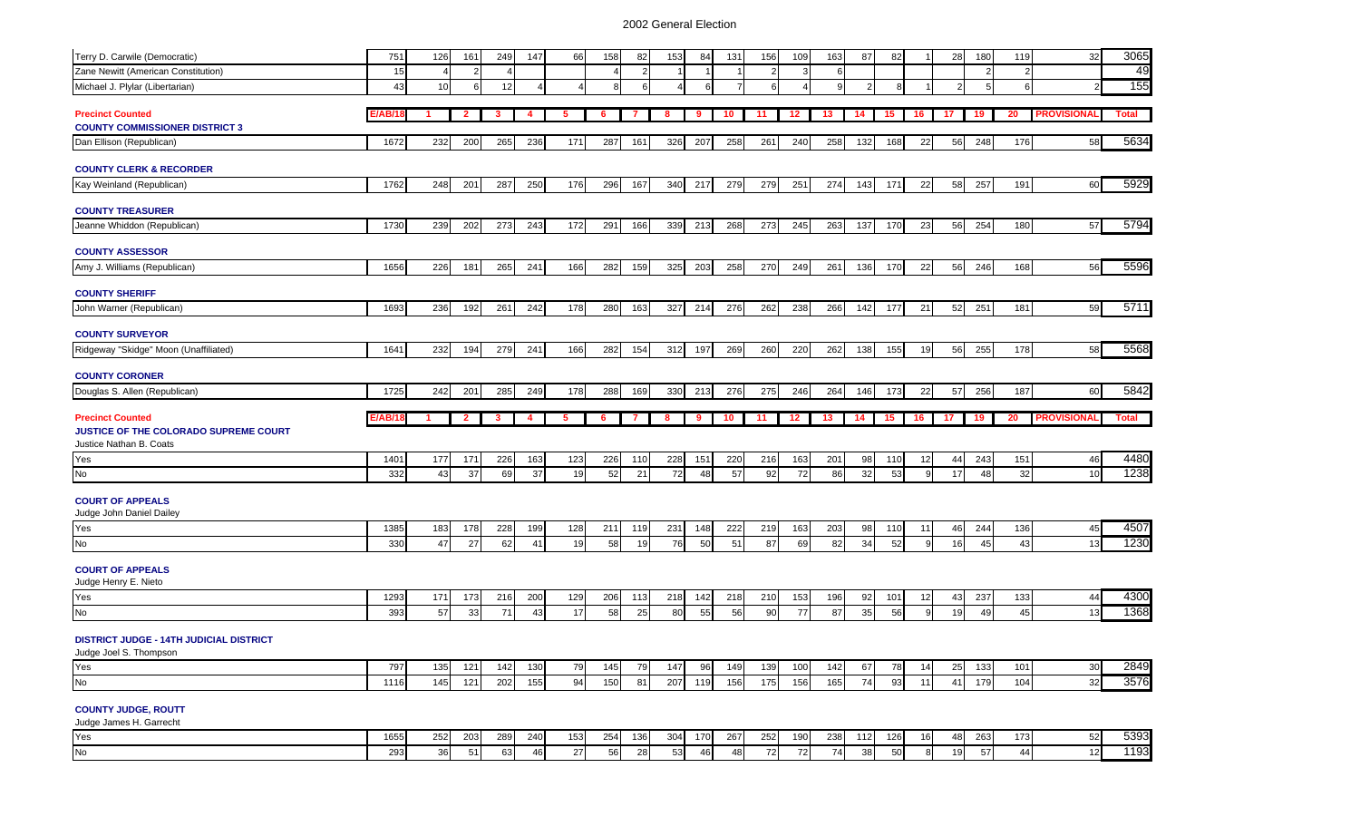| | E/AB/18 | 1 | 2 | 3 | 4 | 5 | 6 | 7 | 8 | 9 | 10 | 11 | 12 | 13 | 14 | 15 | 16 | 17 | 19 | 20 | PROVISIONAL | Total |
|---|---|---|---|---|---|---|---|---|---|---|---|---|---|---|---|---|---|---|---|---|---|---|
| Terry D. Carwile (Democratic) | 751 | 126 | 161 | 249 | 147 | 66 | 158 | 82 | 153 | 84 | 131 | 156 | 109 | 163 | 87 | 82 | 1 | 28 | 180 | 119 | 32 | 3065 |
| Zane Newitt (American Constitution) | 15 | 4 | 2 | 4 | | | 4 | 2 | 1 | 1 | 1 | 2 | 3 | 6 | | | | | 2 | 2 | | 49 |
| Michael J. Plylar (Libertarian) | 43 | 10 | 6 | 12 | 4 | 4 | 8 | 6 | 4 | 6 | 7 | 6 | 4 | 9 | 2 | 8 | 1 | 2 | 5 | 6 | 2 | 155 |

| Precinct Counted | E/AB/18 | 1 | 2 | 3 | 4 | 5 | 6 | 7 | 8 | 9 | 10 | 11 | 12 | 13 | 14 | 15 | 16 | 17 | 19 | 20 | PROVISIONAL | Total |
|---|---|---|---|---|---|---|---|---|---|---|---|---|---|---|---|---|---|---|---|---|---|---|
| **COUNTY COMMISSIONER DISTRICT 3** | | | | | | | | | | | | | | | | | | | | | | |
| Dan Ellison (Republican) | 1672 | 232 | 200 | 265 | 236 | 171 | 287 | 161 | 326 | 207 | 258 | 261 | 240 | 258 | 132 | 168 | 22 | 56 | 248 | 176 | 58 | 5634 |
| **COUNTY CLERK & RECORDER** | | | | | | | | | | | | | | | | | | | | | | |
| Kay Weinland (Republican) | 1762 | 248 | 201 | 287 | 250 | 176 | 296 | 167 | 340 | 217 | 279 | 279 | 251 | 274 | 143 | 171 | 22 | 58 | 257 | 191 | 60 | 5929 |
| **COUNTY TREASURER** | | | | | | | | | | | | | | | | | | | | | | |
| Jeanne Whiddon (Republican) | 1730 | 239 | 202 | 273 | 243 | 172 | 291 | 166 | 339 | 213 | 268 | 273 | 245 | 263 | 137 | 170 | 23 | 56 | 254 | 180 | 57 | 5794 |
| **COUNTY ASSESSOR** | | | | | | | | | | | | | | | | | | | | | | |
| Amy J. Williams (Republican) | 1656 | 226 | 181 | 265 | 241 | 166 | 282 | 159 | 325 | 203 | 258 | 270 | 249 | 261 | 136 | 170 | 22 | 56 | 246 | 168 | 56 | 5596 |
| **COUNTY SHERIFF** | | | | | | | | | | | | | | | | | | | | | | |
| John Warner (Republican) | 1693 | 236 | 192 | 261 | 242 | 178 | 280 | 163 | 327 | 214 | 276 | 262 | 238 | 266 | 142 | 177 | 21 | 52 | 251 | 181 | 59 | 5711 |
| **COUNTY SURVEYOR** | | | | | | | | | | | | | | | | | | | | | | |
| Ridgeway "Skidge" Moon (Unaffiliated) | 1641 | 232 | 194 | 279 | 241 | 166 | 282 | 154 | 312 | 197 | 269 | 260 | 220 | 262 | 138 | 155 | 19 | 56 | 255 | 178 | 58 | 5568 |
| **COUNTY CORONER** | | | | | | | | | | | | | | | | | | | | | | |
| Douglas S. Allen (Republican) | 1725 | 242 | 201 | 285 | 249 | 178 | 288 | 169 | 330 | 213 | 276 | 275 | 246 | 264 | 146 | 173 | 22 | 57 | 256 | 187 | 60 | 5842 |

| Precinct Counted | E/AB/18 | 1 | 2 | 3 | 4 | 5 | 6 | 7 | 8 | 9 | 10 | 11 | 12 | 13 | 14 | 15 | 16 | 17 | 19 | 20 | PROVISIONAL | Total |
|---|---|---|---|---|---|---|---|---|---|---|---|---|---|---|---|---|---|---|---|---|---|---|
| **JUSTICE OF THE COLORADO SUPREME COURT** | | | | | | | | | | | | | | | | | | | | | | |
| Justice Nathan B. Coats | | | | | | | | | | | | | | | | | | | | | | |
| Yes | 1401 | 177 | 171 | 226 | 163 | 123 | 226 | 110 | 228 | 151 | 220 | 216 | 163 | 201 | 98 | 110 | 12 | 44 | 243 | 151 | 46 | 4480 |
| No | 332 | 43 | 37 | 69 | 37 | 19 | 52 | 21 | 72 | 48 | 57 | 92 | 72 | 86 | 32 | 53 | 9 | 17 | 48 | 32 | 10 | 1238 |
| **COURT OF APPEALS** | | | | | | | | | | | | | | | | | | | | | | |
| Judge John Daniel Dailey | | | | | | | | | | | | | | | | | | | | | | |
| Yes | 1385 | 183 | 178 | 228 | 199 | 128 | 211 | 119 | 231 | 148 | 222 | 219 | 163 | 203 | 98 | 110 | 11 | 46 | 244 | 136 | 45 | 4507 |
| No | 330 | 47 | 27 | 62 | 41 | 19 | 58 | 19 | 76 | 50 | 51 | 87 | 69 | 82 | 34 | 52 | 9 | 16 | 45 | 43 | 13 | 1230 |
| **COURT OF APPEALS** | | | | | | | | | | | | | | | | | | | | | | |
| Judge Henry E. Nieto | | | | | | | | | | | | | | | | | | | | | | |
| Yes | 1293 | 171 | 173 | 216 | 200 | 129 | 206 | 113 | 218 | 142 | 218 | 210 | 153 | 196 | 92 | 101 | 12 | 43 | 237 | 133 | 44 | 4300 |
| No | 393 | 57 | 33 | 71 | 43 | 17 | 58 | 25 | 80 | 55 | 56 | 90 | 77 | 87 | 35 | 56 | 9 | 19 | 49 | 45 | 13 | 1368 |
| **DISTRICT JUDGE - 14TH JUDICIAL DISTRICT** | | | | | | | | | | | | | | | | | | | | | | |
| Judge Joel S. Thompson | | | | | | | | | | | | | | | | | | | | | | |
| Yes | 797 | 135 | 121 | 142 | 130 | 79 | 145 | 79 | 147 | 96 | 149 | 139 | 100 | 142 | 67 | 78 | 14 | 25 | 133 | 101 | 30 | 2849 |
| No | 1116 | 145 | 121 | 202 | 155 | 94 | 150 | 81 | 207 | 119 | 156 | 175 | 156 | 165 | 74 | 93 | 11 | 41 | 179 | 104 | 32 | 3576 |
| **COUNTY JUDGE, ROUTT** | | | | | | | | | | | | | | | | | | | | | | |
| Judge James H. Garrecht | | | | | | | | | | | | | | | | | | | | | | |
| Yes | 1655 | 252 | 203 | 289 | 240 | 153 | 254 | 136 | 304 | 170 | 267 | 252 | 190 | 238 | 112 | 126 | 16 | 48 | 263 | 173 | 52 | 5393 |
| No | 293 | 36 | 51 | 63 | 46 | 27 | 56 | 28 | 53 | 46 | 48 | 72 | 72 | 74 | 38 | 50 | 8 | 19 | 57 | 44 | 12 | 1193 |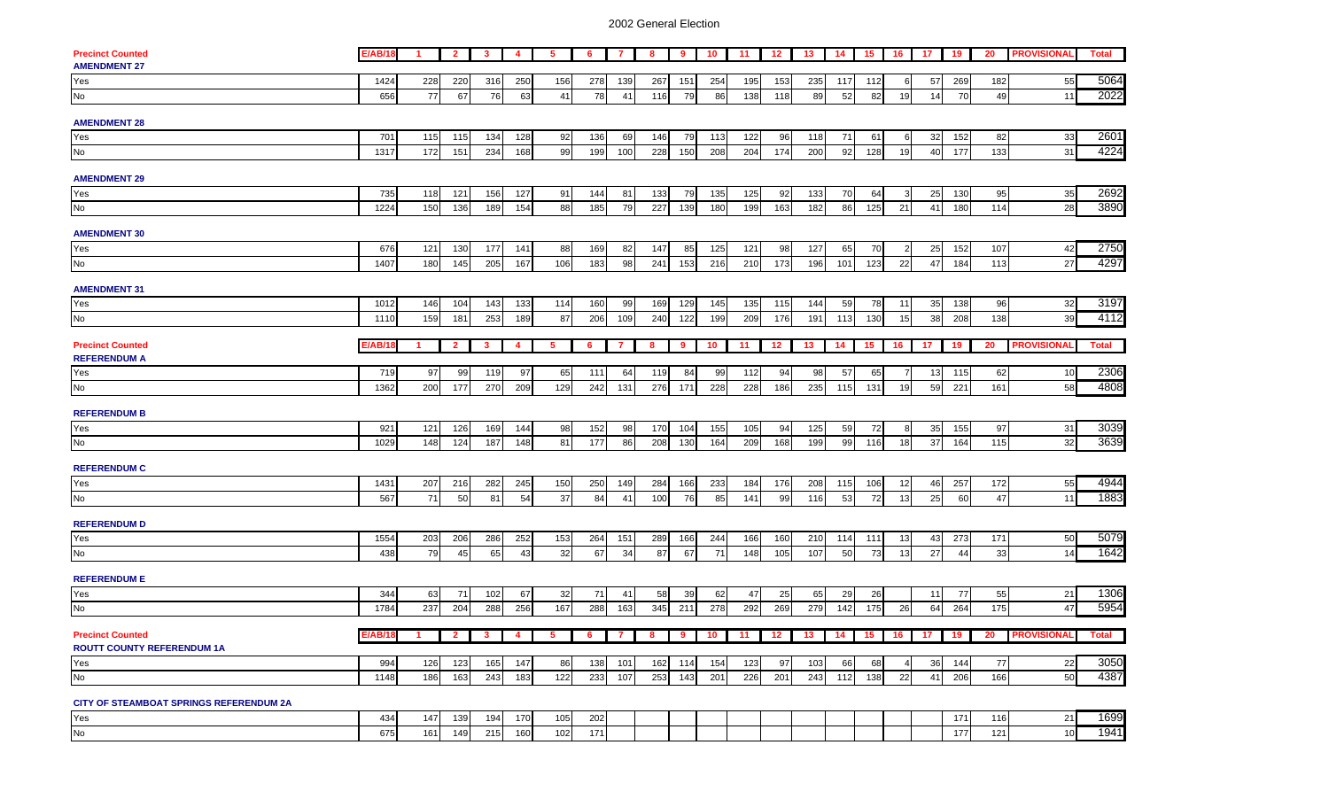# 2002 General Election

| Precinct Counted | E/AB/18 | 1 | 2 | 3 | 4 | 5 | 6 | 7 | 8 | 9 | 10 | 11 | 12 | 13 | 14 | 15 | 16 | 17 | 19 | 20 | PROVISIONAL | Total |
|---|---|---|---|---|---|---|---|---|---|---|---|---|---|---|---|---|---|---|---|---|---|---|
| **AMENDMENT 27** | | | | | | | | | | | | | | | | | | | | | | |
| Yes | 1424 | 228 | 220 | 316 | 250 | 156 | 278 | 139 | 267 | 151 | 254 | 195 | 153 | 235 | 117 | 112 | 6 | 57 | 269 | 182 | 55 | 5064 |
| No | 656 | 77 | 67 | 76 | 63 | 41 | 78 | 41 | 116 | 79 | 86 | 138 | 118 | 89 | 52 | 82 | 19 | 14 | 70 | 49 | 11 | 2022 |
| **AMENDMENT 28** | | | | | | | | | | | | | | | | | | | | | | |
| Yes | 701 | 115 | 115 | 134 | 128 | 92 | 136 | 69 | 146 | 79 | 113 | 122 | 96 | 118 | 71 | 61 | 6 | 32 | 152 | 82 | 33 | 2601 |
| No | 1317 | 172 | 151 | 234 | 168 | 99 | 199 | 100 | 228 | 150 | 208 | 204 | 174 | 200 | 92 | 128 | 19 | 40 | 177 | 133 | 31 | 4224 |
| **AMENDMENT 29** | | | | | | | | | | | | | | | | | | | | | | |
| Yes | 735 | 118 | 121 | 156 | 127 | 91 | 144 | 81 | 133 | 79 | 135 | 125 | 92 | 133 | 70 | 64 | 3 | 25 | 130 | 95 | 35 | 2692 |
| No | 1224 | 150 | 136 | 189 | 154 | 88 | 185 | 79 | 227 | 139 | 180 | 199 | 163 | 182 | 86 | 125 | 21 | 41 | 180 | 114 | 28 | 3890 |
| **AMENDMENT 30** | | | | | | | | | | | | | | | | | | | | | | |
| Yes | 676 | 121 | 130 | 177 | 141 | 88 | 169 | 82 | 147 | 85 | 125 | 121 | 98 | 127 | 65 | 70 | 2 | 25 | 152 | 107 | 42 | 2750 |
| No | 1407 | 180 | 145 | 205 | 167 | 106 | 183 | 98 | 241 | 153 | 216 | 210 | 173 | 196 | 101 | 123 | 22 | 47 | 184 | 113 | 27 | 4297 |
| **AMENDMENT 31** | | | | | | | | | | | | | | | | | | | | | | |
| Yes | 1012 | 146 | 104 | 143 | 133 | 114 | 160 | 99 | 169 | 129 | 145 | 135 | 115 | 144 | 59 | 78 | 11 | 35 | 138 | 96 | 32 | 3197 |
| No | 1110 | 159 | 181 | 253 | 189 | 87 | 206 | 109 | 240 | 122 | 199 | 209 | 176 | 191 | 113 | 130 | 15 | 38 | 208 | 138 | 39 | 4112 |

| Precinct Counted | E/AB/18 | 1 | 2 | 3 | 4 | 5 | 6 | 7 | 8 | 9 | 10 | 11 | 12 | 13 | 14 | 15 | 16 | 17 | 19 | 20 | PROVISIONAL | Total |
|---|---|---|---|---|---|---|---|---|---|---|---|---|---|---|---|---|---|---|---|---|---|---|
| **REFERENDUM A** | | | | | | | | | | | | | | | | | | | | | | |
| Yes | 719 | 97 | 99 | 119 | 97 | 65 | 111 | 64 | 119 | 84 | 99 | 112 | 94 | 98 | 57 | 65 | 7 | 13 | 115 | 62 | 10 | 2306 |
| No | 1362 | 200 | 177 | 270 | 209 | 129 | 242 | 131 | 276 | 171 | 228 | 228 | 186 | 235 | 115 | 131 | 19 | 59 | 221 | 161 | 58 | 4808 |
| **REFERENDUM B** | | | | | | | | | | | | | | | | | | | | | | |
| Yes | 921 | 121 | 126 | 169 | 144 | 98 | 152 | 98 | 170 | 104 | 155 | 105 | 94 | 125 | 59 | 72 | 8 | 35 | 155 | 97 | 31 | 3039 |
| No | 1029 | 148 | 124 | 187 | 148 | 81 | 177 | 86 | 208 | 130 | 164 | 209 | 168 | 199 | 99 | 116 | 18 | 37 | 164 | 115 | 32 | 3639 |
| **REFERENDUM C** | | | | | | | | | | | | | | | | | | | | | | |
| Yes | 1431 | 207 | 216 | 282 | 245 | 150 | 250 | 149 | 284 | 166 | 233 | 184 | 176 | 208 | 115 | 106 | 12 | 46 | 257 | 172 | 55 | 4944 |
| No | 567 | 71 | 50 | 81 | 54 | 37 | 84 | 41 | 100 | 76 | 85 | 141 | 99 | 116 | 53 | 72 | 13 | 25 | 60 | 47 | 11 | 1883 |
| **REFERENDUM D** | | | | | | | | | | | | | | | | | | | | | | |
| Yes | 1554 | 203 | 206 | 286 | 252 | 153 | 264 | 151 | 289 | 166 | 244 | 166 | 160 | 210 | 114 | 111 | 13 | 43 | 273 | 171 | 50 | 5079 |
| No | 438 | 79 | 45 | 65 | 43 | 32 | 67 | 34 | 87 | 67 | 71 | 148 | 105 | 107 | 50 | 73 | 13 | 27 | 44 | 33 | 14 | 1642 |
| **REFERENDUM E** | | | | | | | | | | | | | | | | | | | | | | |
| Yes | 344 | 63 | 71 | 102 | 67 | 32 | 71 | 41 | 58 | 39 | 62 | 47 | 25 | 65 | 29 | 26 | | 11 | 77 | 55 | 21 | 1306 |
| No | 1784 | 237 | 204 | 288 | 256 | 167 | 288 | 163 | 345 | 211 | 278 | 292 | 269 | 279 | 142 | 175 | 26 | 64 | 264 | 175 | 47 | 5954 |

| Precinct Counted | E/AB/18 | 1 | 2 | 3 | 4 | 5 | 6 | 7 | 8 | 9 | 10 | 11 | 12 | 13 | 14 | 15 | 16 | 17 | 19 | 20 | PROVISIONAL | Total |
|---|---|---|---|---|---|---|---|---|---|---|---|---|---|---|---|---|---|---|---|---|---|---|
| **ROUTT COUNTY REFERENDUM 1A** | | | | | | | | | | | | | | | | | | | | | | |
| Yes | 994 | 126 | 123 | 165 | 147 | 86 | 138 | 101 | 162 | 114 | 154 | 123 | 97 | 103 | 66 | 68 | 4 | 36 | 144 | 77 | 22 | 3050 |
| No | 1148 | 186 | 163 | 243 | 183 | 122 | 233 | 107 | 253 | 143 | 201 | 226 | 201 | 243 | 112 | 138 | 22 | 41 | 206 | 166 | 50 | 4387 |
| **CITY OF STEAMBOAT SPRINGS REFERENDUM 2A** | | | | | | | | | | | | | | | | | | | | | | |
| Yes | 434 | 147 | 139 | 194 | 170 | 105 | 202 | | | | | | | | | | | | 171 | 116 | 21 | 1699 |
| No | 675 | 161 | 149 | 215 | 160 | 102 | 171 | | | | | | | | | | | | 177 | 121 | 10 | 1941 |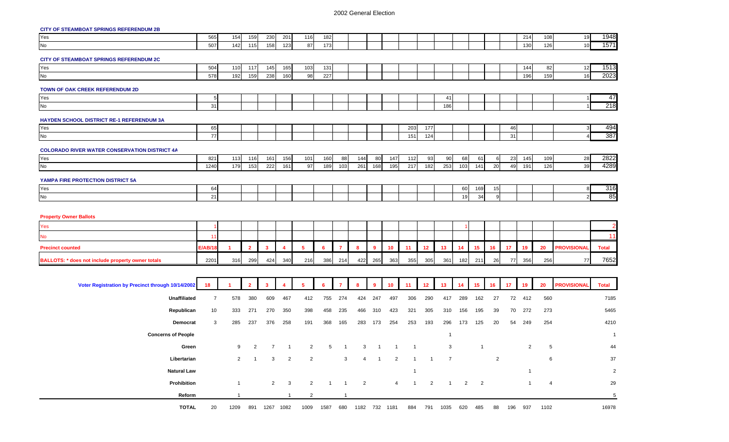# 2002 General Election

| | E/AB/18 | 1 | 2 | 3 | 4 | 5 | 6 | 7 | 8 | 9 | 10 | 11 | 12 | 13 | 14 | 15 | 16 | 17 | 19 | 20 | PROVISIONAL | Total |
|---|---|---|---|---|---|---|---|---|---|---|---|---|---|---|---|---|---|---|---|---|---|---|
| **CITY OF STEAMBOAT SPRINGS REFERENDUM 2B** | | | | | | | | | | | | | | | | | | | | | | |
| Yes | 565 | 154 | 159 | 230 | 201 | 116 | 182 | | | | | | | | | | | | 214 | 108 | 19 | 1948 |
| No | 507 | 142 | 115 | 158 | 123 | 87 | 173 | | | | | | | | | | | | 130 | 126 | 10 | 1571 |
| **CITY OF STEAMBOAT SPRINGS REFERENDUM 2C** | | | | | | | | | | | | | | | | | | | | | | |
| Yes | 504 | 110 | 117 | 145 | 165 | 103 | 131 | | | | | | | | | | | | 144 | 82 | 12 | 1513 |
| No | 578 | 192 | 159 | 238 | 160 | 98 | 227 | | | | | | | | | | | | 196 | 159 | 16 | 2023 |
| **TOWN OF OAK CREEK REFERENDUM 2D** | | | | | | | | | | | | | | | | | | | | | | |
| Yes | 5 | | | | | | | | | | | | | 41 | | | | | | | 1 | 47 |
| No | 31 | | | | | | | | | | | | | 186 | | | | | | | 1 | 218 |
| **HAYDEN SCHOOL DISTRICT RE-1 REFERENDUM 3A** | | | | | | | | | | | | | | | | | | | | | | |
| Yes | 65 | | | | | | | | | | | 203 | 177 | | | | | 46 | | | 3 | 494 |
| No | 77 | | | | | | | | | | | 151 | 124 | | | | | 31 | | | 4 | 387 |
| **COLORADO RIVER WATER CONSERVATION DISTRICT 4A** | | | | | | | | | | | | | | | | | | | | | | |
| Yes | 821 | 113 | 116 | 161 | 156 | 101 | 160 | 88 | 144 | 80 | 147 | 112 | 93 | 90 | 68 | 61 | 6 | 23 | 145 | 109 | 28 | 2822 |
| No | 1240 | 179 | 153 | 222 | 161 | 97 | 189 | 103 | 261 | 168 | 195 | 217 | 182 | 253 | 103 | 141 | 20 | 49 | 191 | 126 | 39 | 4289 |
| **YAMPA FIRE PROTECTION DISTRICT 5A** | | | | | | | | | | | | | | | | | | | | | | |
| Yes | 64 | | | | | | | | | | | | | | 60 | 169 | 15 | | | | 8 | 316 |
| No | 21 | | | | | | | | | | | | | | 19 | 34 | 9 | | | | 2 | 85 |
| **Property Owner Ballots** | | | | | | | | | | | | | | | | | | | | | | |
| Yes | 1 | | | | | | | | | | | | | | 1 | | | | | | | 2 |
| No | 11 | | | | | | | | | | | | | | | | | | | | | 11 |
| **Precinct counted** | **E/AB/18** | **1** | **2** | **3** | **4** | **5** | **6** | **7** | **8** | **9** | **10** | **11** | **12** | **13** | **14** | **15** | **16** | **17** | **19** | **20** | **PROVISIONAL** | **Total** |
| **BALLOTS: * does not include property owner totals** | 2201 | 316 | 299 | 424 | 340 | 216 | 386 | 214 | 422 | 265 | 363 | 355 | 305 | 361 | 182 | 211 | 26 | 77 | 356 | 256 | 77 | 7652 |

| Voter Registration by Precinct through 10/14/2002 | 18 | 1 | 2 | 3 | 4 | 5 | 6 | 7 | 8 | 9 | 10 | 11 | 12 | 13 | 14 | 15 | 16 | 17 | 19 | 20 | PROVISIONAL | Total |
|---|---|---|---|---|---|---|---|---|---|---|---|---|---|---|---|---|---|---|---|---|---|---|
| Unaffiliated | 7 | 578 | 380 | 609 | 467 | 412 | 755 | 274 | 424 | 247 | 497 | 306 | 290 | 417 | 289 | 162 | 27 | 72 | 412 | 560 | | 7185 |
| Republican | 10 | 333 | 271 | 270 | 350 | 398 | 458 | 235 | 466 | 310 | 423 | 321 | 305 | 310 | 156 | 195 | 39 | 70 | 272 | 273 | | 5465 |
| Democrat | 3 | 285 | 237 | 376 | 258 | 191 | 368 | 165 | 283 | 173 | 254 | 253 | 193 | 296 | 173 | 125 | 20 | 54 | 249 | 254 | | 4210 |
| Concerns of People | | | | | | | | | | | | | | 1 | | | | | | | | 1 |
| Green | | 9 | 2 | 7 | 1 | 2 | 5 | 1 | 3 | 1 | 1 | 1 | | 3 | | 1 | | | 2 | 5 | | 44 |
| Libertarian | | 2 | 1 | 3 | 2 | 2 | | 3 | 4 | 1 | 2 | 1 | 1 | 7 | | | 2 | | | 6 | | 37 |
| Natural Law | | | | | | | | | | | | 1 | | | | | | | 1 | | | 2 |
| Prohibition | | 1 | | 2 | 3 | 2 | 1 | 1 | 2 | | 4 | 1 | 2 | 1 | 2 | 2 | | | 1 | 4 | | 29 |
| Reform | | 1 | | | 1 | 2 | | 1 | | | | | | | | | | | | | | 5 |
| **TOTAL** | 20 | 1209 | 891 | 1267 | 1082 | 1009 | 1587 | 680 | 1182 | 732 | 1181 | 884 | 791 | 1035 | 620 | 485 | 88 | 196 | 937 | 1102 | | 16978 |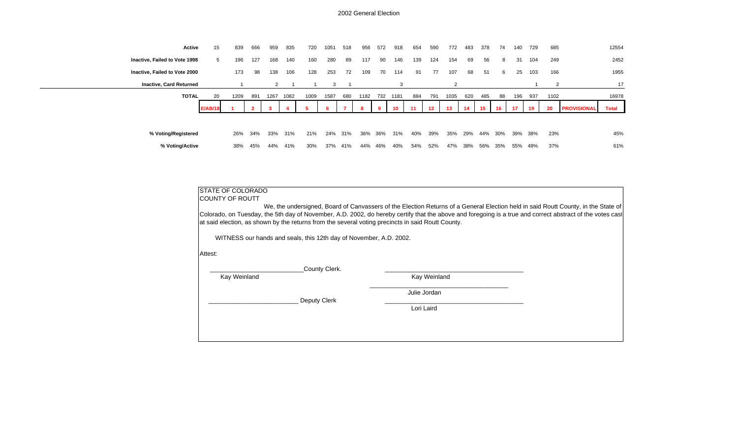| | E/AB/18 | 1 | 2 | 3 | 4 | 5 | 6 | 7 | 8 | 9 | 10 | 11 | 12 | 13 | 14 | 15 | 16 | 17 | 19 | 20 | PROVISIONAL | Total |
|---|---|---|---|---|---|---|---|---|---|---|---|---|---|---|---|---|---|---|---|---|---|---|
| **Active** | 15 | 839 | 666 | 959 | 835 | 720 | 1051 | 518 | 956 | 572 | 918 | 654 | 590 | 772 | 483 | 378 | 74 | 140 | 729 | 685 | | 12554 |
| **Inactive, Failed to Vote 1998** | 5 | 196 | 127 | 168 | 140 | 160 | 280 | 89 | 117 | 90 | 146 | 139 | 124 | 154 | 69 | 56 | 8 | 31 | 104 | 249 | | 2452 |
| **Inactive, Failed to Vote 2000** | | 173 | 98 | 138 | 106 | 128 | 253 | 72 | 109 | 70 | 114 | 91 | 77 | 107 | 68 | 51 | 6 | 25 | 103 | 166 | | 1955 |
| **Inactive, Card Returned** | | 1 | | 2 | 1 | 1 | 3 | 1 | | | 3 | | | 2 | | | | | 1 | 2 | | 17 |
| **TOTAL** | 20 | 1209 | 891 | 1267 | 1082 | 1009 | 1587 | 680 | 1182 | 732 | 1181 | 884 | 791 | 1035 | 620 | 485 | 88 | 196 | 937 | 1102 | | 16978 |
| **% Voting/Registered** | | 26% | 34% | 33% | 31% | 21% | 24% | 31% | 36% | 36% | 31% | 40% | 39% | 35% | 29% | 44% | 30% | 39% | 38% | 23% | | 45% |
| **% Voting/Active** | | 38% | 45% | 44% | 41% | 30% | 37% | 41% | 44% | 46% | 40% | 54% | 52% | 47% | 38% | 56% | 35% | 55% | 49% | 37% | | 61% |

STATE OF COLORADO
COUNTY OF ROUTT

We, the undersigned, Board of Canvassers of the Election Returns of a General Election held in said Routt County, in the State of Colorado, on Tuesday, the 5th day of November, A.D. 2002, do hereby certify that the above and foregoing is a true and correct abstract of the votes cast at said election, as shown by the returns from the several voting precincts in said Routt County.

WITNESS our hands and seals, this 12th day of November, A.D. 2002.

Attest:

\_\_\_\_\_\_\_\_\_\_\_\_\_\_\_\_\_\_\_\_\_\_\_\_\_\_County Clerk.
Kay Weinland

\_\_\_\_\_\_\_\_\_\_\_\_\_\_\_\_\_\_\_\_\_\_\_\_\_\_ Deputy Clerk

\_\_\_\_\_\_\_\_\_\_\_\_\_\_\_\_\_\_\_\_\_\_\_\_\_\_\_\_\_\_\_\_\_\_\_\_\_\_\_\_
Kay Weinland

\_\_\_\_\_\_\_\_\_\_\_\_\_\_\_\_\_\_\_\_\_\_\_\_\_\_\_\_\_\_\_\_\_\_\_\_\_\_\_\_
Julie Jordan

\_\_\_\_\_\_\_\_\_\_\_\_\_\_\_\_\_\_\_\_\_\_\_\_\_\_\_\_\_\_\_\_\_\_\_\_\_\_\_\_
Lori Laird